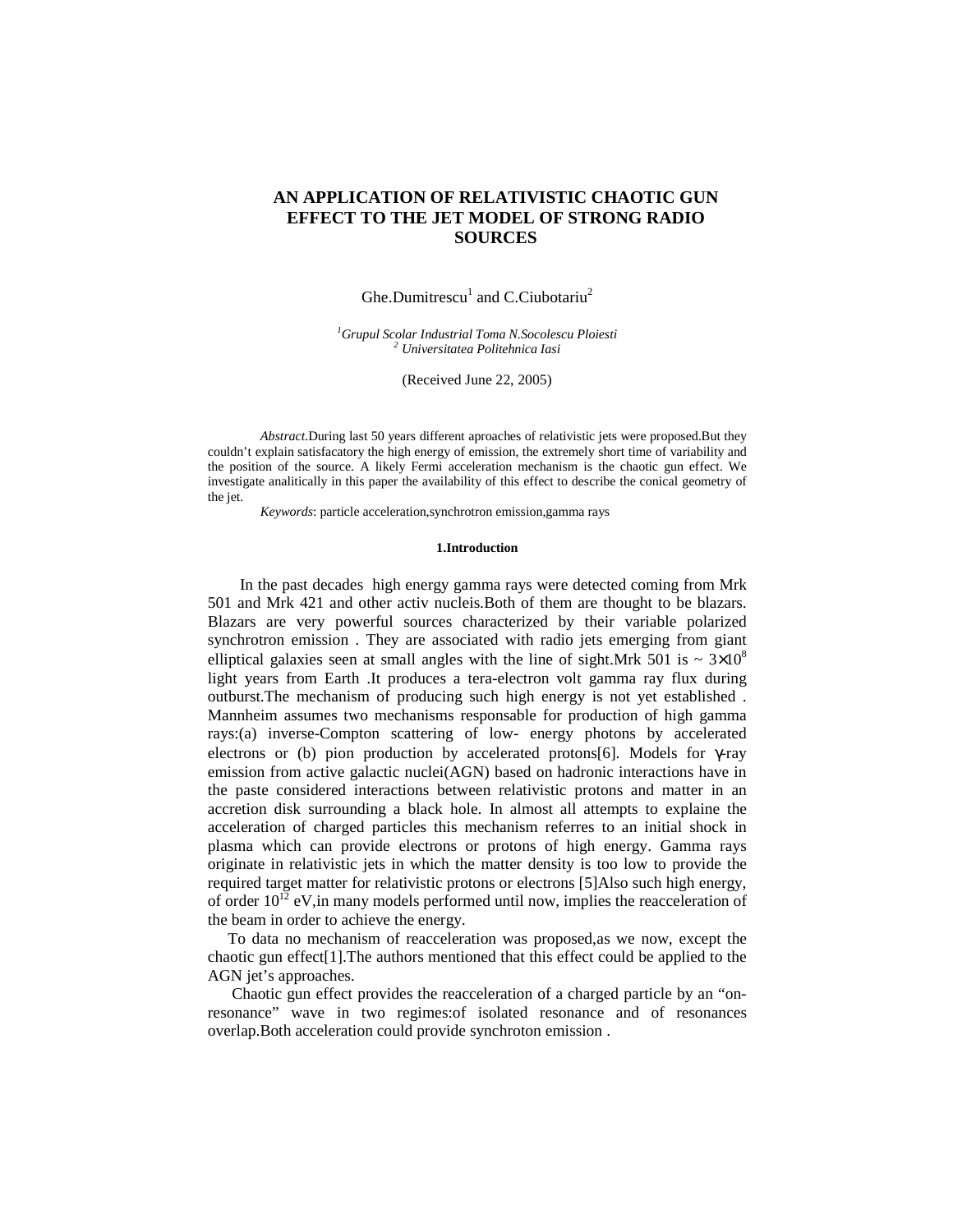# AN APPLICATION OF RELATIVISTIC CHAOTIC GUN EFFECT TO THE JET MODEL OF STRONG RADIO SOURCES

Ghe.Dumitrescu[1] and C.Ciubotariu[2]

[1] *Grupul Scolar Industrial Toma N.Socolescu Ploiesti*
[2] *Universitatea Politehnica Iasi*

(Received June 22, 2005)

*Abstract*.During last 50 years different aproaches of relativistic jets were proposed.But they couldn't explain satisfacatory the high energy of emission, the extremely short time of variability and the position of the source. A likely Fermi acceleration mechanism is the chaotic gun effect. We investigate analitically in this paper the availability of this effect to describe the conical geometry of the jet.

*Keywords*: particle acceleration,synchrotron emission,gamma rays

## 1.Introduction

In the past decades high energy gamma rays were detected coming from Mrk 501 and Mrk 421 and other activ nucleis.Both of them are thought to be blazars. Blazars are very powerful sources characterized by their variable polarized synchrotron emission . They are associated with radio jets emerging from giant elliptical galaxies seen at small angles with the line of sight.Mrk 501 is ~ $3\times10^{8}$ light years from Earth .It produces a tera-electron volt gamma ray flux during outburst.The mechanism of producing such high energy is not yet established . Mannheim assumes two mechanisms responsable for production of high gamma rays:(a) inverse-Compton scattering of low- energy photons by accelerated electrons or (b) pion production by accelerated protons[6]. Models for $\gamma$-ray emission from active galactic nuclei(AGN) based on hadronic interactions have in the paste considered interactions between relativistic protons and matter in an accretion disk surrounding a black hole. In almost all attempts to explaine the acceleration of charged particles this mechanism referres to an initial shock in plasma which can provide electrons or protons of high energy. Gamma rays originate in relativistic jets in which the matter density is too low to provide the required target matter for relativistic protons or electrons [5]Also such high energy, of order $10^{12}$ eV,in many models performed until now, implies the reacceleration of the beam in order to achieve the energy.

To data no mechanism of reacceleration was proposed,as we now, except the chaotic gun effect[1].The authors mentioned that this effect could be applied to the AGN jet's approaches.

Chaotic gun effect provides the reacceleration of a charged particle by an "on-resonance" wave in two regimes:of isolated resonance and of resonances overlap.Both acceleration could provide synchroton emission .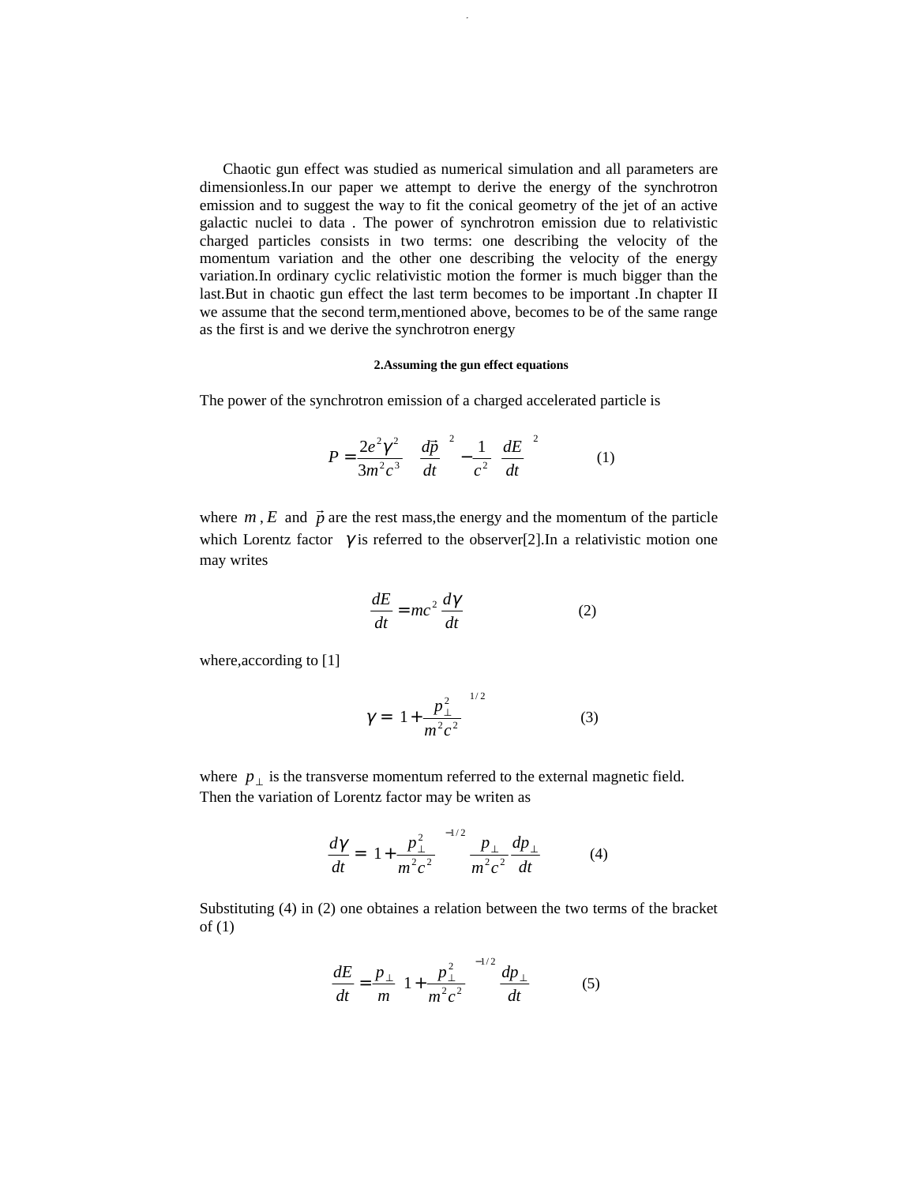Chaotic gun effect was studied as numerical simulation and all parameters are dimensionless.In our paper we attempt to derive the energy of the synchrotron emission and to suggest the way to fit the conical geometry of the jet of an active galactic nuclei to data . The power of synchrotron emission due to relativistic charged particles consists in two terms: one describing the velocity of the momentum variation and the other one describing the velocity of the energy variation.In ordinary cyclic relativistic motion the former is much bigger than the last.But in chaotic gun effect the last term becomes to be important .In chapter II we assume that the second term,mentioned above, becomes to be of the same range as the first is and we derive the synchrotron energy

#### 2.Assuming the gun effect equations

The power of the synchrotron emission of a charged accelerated particle is

$$P = \frac{2e^2\gamma^2}{3m^2c^3}\left[\left(\frac{d\vec{p}}{dt}\right)^2 - \frac{1}{c^2}\left(\frac{dE}{dt}\right)^2\right] \qquad (1)$$

where $m$ , $E$ and $\vec{p}$ are the rest mass,the energy and the momentum of the particle which Lorentz factor $\gamma$ is referred to the observer[2].In a relativistic motion one may writes

$$\frac{dE}{dt} = mc^2\frac{d\gamma}{dt} \qquad (2)$$

where,according to [1]

$$\gamma = \left(1 + \frac{p_\perp^2}{m^2c^2}\right)^{1/2} \qquad (3)$$

where $p_\perp$ is the transverse momentum referred to the external magnetic field. Then the variation of Lorentz factor may be writen as

$$\frac{d\gamma}{dt} = \left(1 + \frac{p_\perp^2}{m^2c^2}\right)^{-1/2}\left(\frac{p_\perp}{m^2c^2}\frac{dp_\perp}{dt}\right) \qquad (4)$$

Substituting (4) in (2) one obtaines a relation between the two terms of the bracket of (1)

$$\frac{dE}{dt} = \frac{p_\perp}{m}\left(1 + \frac{p_\perp^2}{m^2c^2}\right)^{-1/2}\frac{dp_\perp}{dt} \qquad (5)$$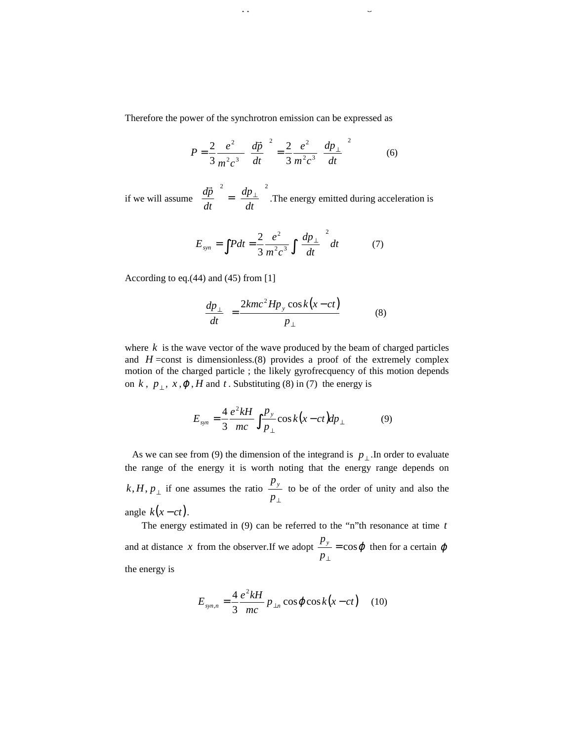Therefore the power of the synchrotron emission can be expressed as

$$P = \frac{2}{3}\frac{e^2}{m^2c^3}\left(\frac{d\vec{p}}{dt}\right)^2 = \frac{2}{3}\frac{e^2}{m^2c^3}\left(\frac{dp_\perp}{dt}\right)^2 \qquad (6)$$

if we will assume $\left(\frac{d\vec{p}}{dt}\right)^2 = \left(\frac{dp_\perp}{dt}\right)^2$.The energy emitted during acceleration is

$$E_{syn} = \int Pdt = \frac{2}{3}\frac{e^2}{m^2c^3}\int\left(\frac{dp_\perp}{dt}\right)^2 dt \qquad (7)$$

According to eq.(44) and (45) from [1]

$$\frac{dp_\perp}{dt} = \frac{2kmc^2Hp_y\cos k(x-ct)}{p_\perp} \qquad (8)$$

where $k$ is the wave vector of the wave produced by the beam of charged particles and $H$=const is dimensionless.(8) provides a proof of the extremely complex motion of the charged particle ; the likely gyrofrecquency of this motion depends on $k$, $p_\perp$, $x$,$\varphi$,$H$ and $t$. Substituting (8) in (7) the energy is

$$E_{syn} = \frac{4}{3}\frac{e^2kH}{mc}\int\frac{p_y}{p_\perp}\cos k(x-ct)dp_\perp \qquad (9)$$

As we can see from (9) the dimension of the integrand is $p_\perp$.In order to evaluate the range of the energy it is worth noting that the energy range depends on $k, H, p_\perp$ if one assumes the ratio $\frac{p_y}{p_\perp}$ to be of the order of unity and also the angle $k(x-ct)$.

The energy estimated in (9) can be referred to the "n"th resonance at time $t$ and at distance $x$ from the observer.If we adopt $\frac{p_y}{p_\perp} = \cos\varphi$ then for a certain $\varphi$ the energy is

$$E_{syn,n} = \frac{4}{3}\frac{e^2kH}{mc}p_{\perp n}\cos\varphi\cos k(x-ct) \qquad (10)$$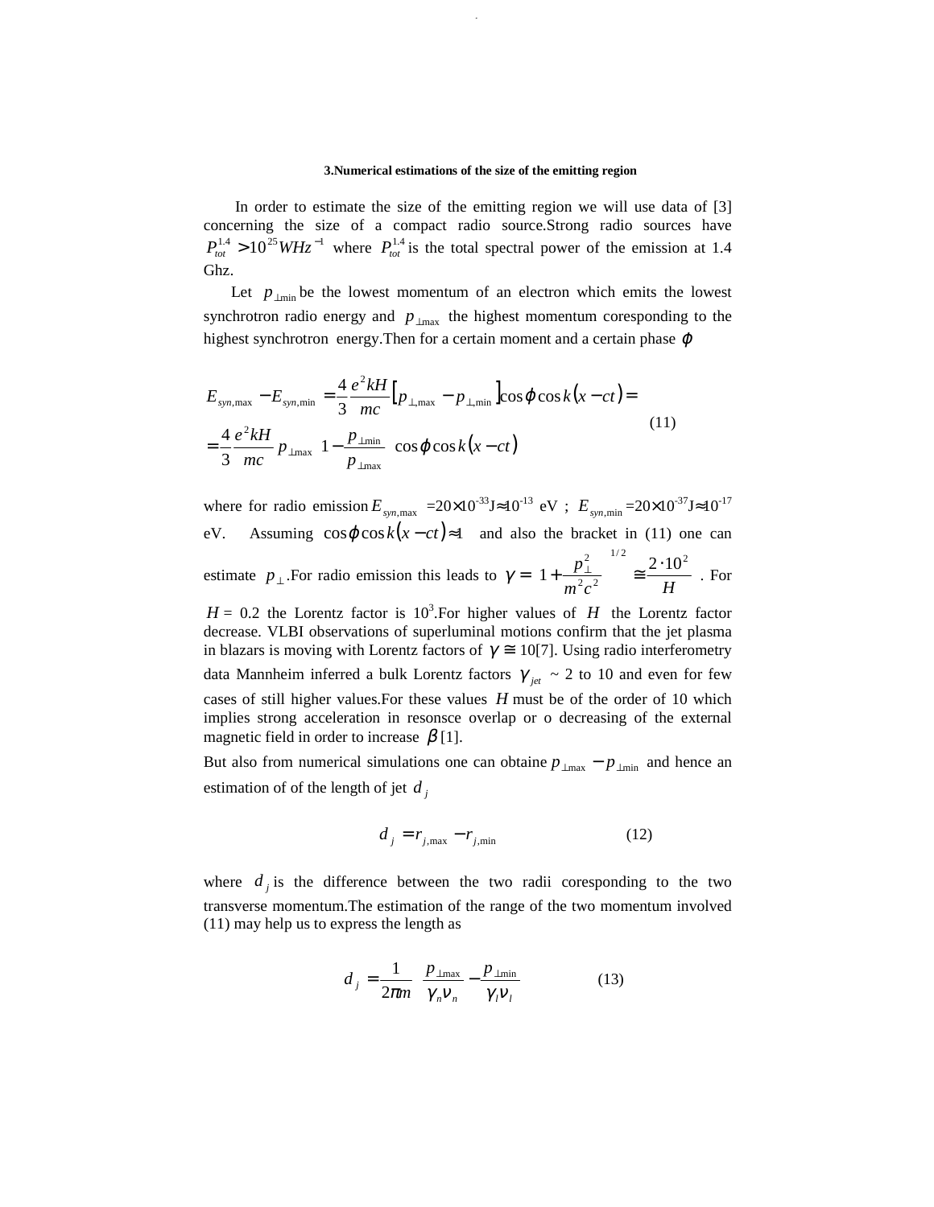### 3.Numerical estimations of the size of the emitting region

In order to estimate the size of the emitting region we will use data of [3] concerning the size of a compact radio source.Strong radio sources have $P_{tot}^{1.4} > 10^{25} WHz^{-1}$ where $P_{tot}^{1.4}$ is the total spectral power of the emission at 1.4 Ghz.

Let $p_{\perp\min}$ be the lowest momentum of an electron which emits the lowest synchrotron radio energy and $p_{\perp\max}$ the highest momentum coresponding to the highest synchrotron energy.Then for a certain moment and a certain phase $\varphi$

$$
\begin{aligned}
E_{syn,\max} - E_{syn,\min} &= \frac{4}{3}\frac{e^2 kH}{mc}\left[p_{\perp,\max} - p_{\perp,\min}\right]\cos\varphi\cos k(x-ct) = \\
&= \frac{4}{3}\frac{e^2 kH}{mc} p_{\perp\max}\left(1 - \frac{p_{\perp\min}}{p_{\perp\max}}\right)\cos\varphi\cos k(x-ct)
\end{aligned}
\tag{11}
$$

where for radio emission $E_{syn,\max}$ =20×10^-33^J≈10^-13^ eV ; $E_{syn,\min}$ =20×10^-37^J≈10^-17^ eV. Assuming $\cos\varphi\cos k(x-ct) \approx 1$ and also the bracket in (11) one can estimate $p_{\perp}$.For radio emission this leads to $\gamma = \left(1 + \frac{p_{\perp}^2}{m^2c^2}\right)^{1/2} \cong \frac{2\cdot 10^2}{H}$ . For $H$ = 0.2 the Lorentz factor is $10^3$.For higher values of $H$ the Lorentz factor decrease. VLBI observations of superluminal motions confirm that the jet plasma in blazars is moving with Lorentz factors of $\gamma \cong 10$[7]. Using radio interferometry data Mannheim inferred a bulk Lorentz factors $\gamma_{jet}$ ~ 2 to 10 and even for few cases of still higher values.For these values $H$ must be of the order of 10 which implies strong acceleration in resonsce overlap or o decreasing of the external magnetic field in order to increase $\beta$ [1].

But also from numerical simulations one can obtaine $p_{\perp\max} - p_{\perp\min}$ and hence an estimation of of the length of jet $d_j$

$$
d_j = r_{j,\max} - r_{j,\min} \tag{12}
$$

where $d_j$ is the difference between the two radii coresponding to the two transverse momentum.The estimation of the range of the two momentum involved (11) may help us to express the length as

$$
d_j = \frac{1}{2\pi m}\left(\frac{p_{\perp\max}}{\gamma_n \nu_n} - \frac{p_{\perp\min}}{\gamma_l \nu_l}\right) \tag{13}
$$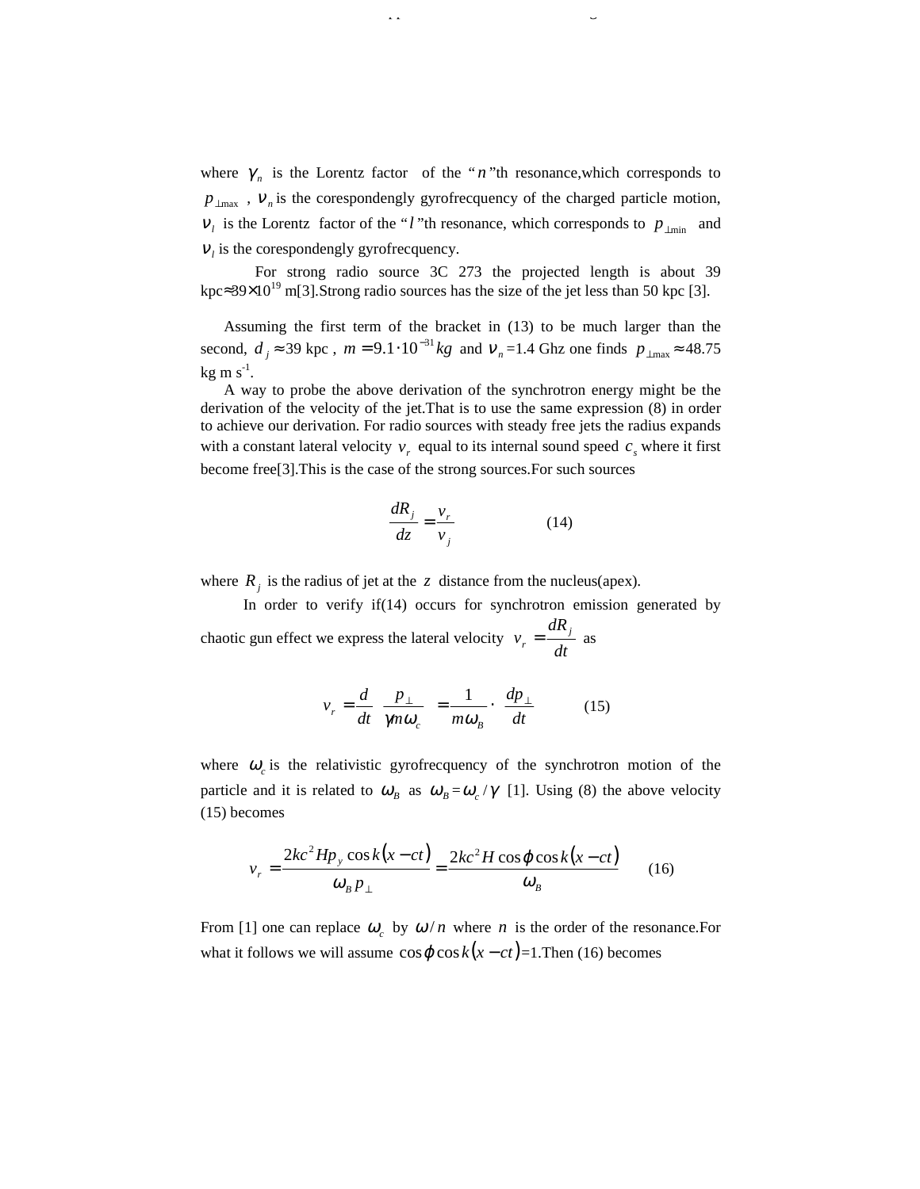where $\gamma_n$ is the Lorentz factor of the "$n$"th resonance,which corresponds to $p_{\perp\max}$ , $\nu_n$ is the corespondengly gyrofrecquency of the charged particle motion, $\nu_l$ is the Lorentz factor of the "$l$"th resonance, which corresponds to $p_{\perp\min}$ and $\nu_l$ is the corespondengly gyrofrecquency.

For strong radio source 3C 273 the projected length is about 39 kpc≈39×10^19 m[3].Strong radio sources has the size of the jet less than 50 kpc [3].

Assuming the first term of the bracket in (13) to be much larger than the second, $d_j \approx$39 kpc , $m = 9.1\cdot 10^{-31} kg$ and $\nu_n$ =1.4 Ghz one finds $p_{\perp\max} \approx$48.75 kg m s$^{-1}$.

A way to probe the above derivation of the synchrotron energy might be the derivation of the velocity of the jet.That is to use the same expression (8) in order to achieve our derivation. For radio sources with steady free jets the radius expands with a constant lateral velocity $v_r$ equal to its internal sound speed $c_s$ where it first become free[3].This is the case of the strong sources.For such sources

$$\frac{dR_j}{dz} = \frac{v_r}{v_j} \qquad (14)$$

where $R_j$ is the radius of jet at the $z$ distance from the nucleus(apex).

In order to verify if(14) occurs for synchrotron emission generated by chaotic gun effect we express the lateral velocity $v_r = \frac{dR_j}{dt}$ as

$$v_r = \frac{d}{dt}\left(\frac{p_\perp}{\gamma m \omega_c}\right) = \frac{1}{m\omega_B} \cdot \frac{dp_\perp}{dt} \qquad (15)$$

where $\omega_c$ is the relativistic gyrofrecquency of the synchrotron motion of the particle and it is related to $\omega_B$ as $\omega_B = \omega_c / \gamma$ [1]. Using (8) the above velocity (15) becomes

$$v_r = \frac{2kc^2 H p_y \cos k(x-ct)}{\omega_B p_\perp} = \frac{2kc^2 H \cos\varphi \cos k(x-ct)}{\omega_B} \qquad (16)$$

From [1] one can replace $\omega_c$ by $\omega / n$ where $n$ is the order of the resonance.For what it follows we will assume $\cos\varphi \cos k(x-ct)$=1.Then (16) becomes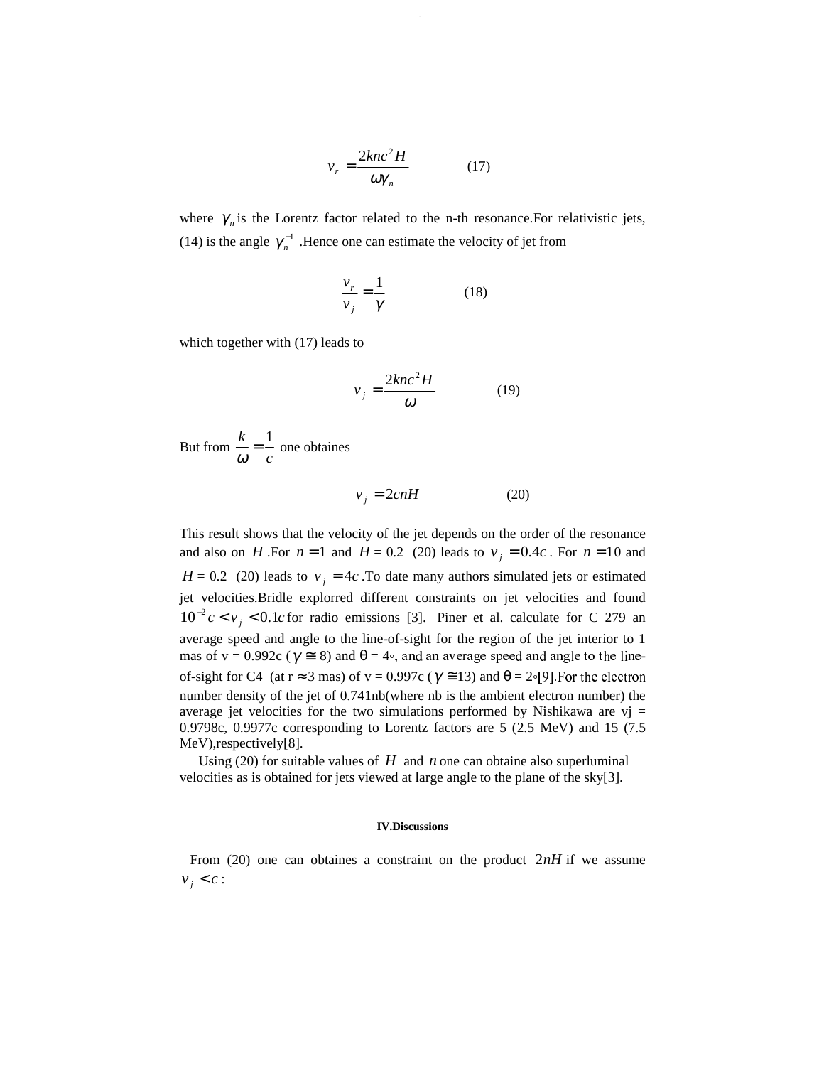$$v_r = \frac{2knc^2 H}{\omega \gamma_n} \qquad (17)$$

where $\gamma_n$ is the Lorentz factor related to the n-th resonance.For relativistic jets, (14) is the angle $\gamma_n^{-1}$ .Hence one can estimate the velocity of jet from

$$\frac{v_r}{v_j} = \frac{1}{\gamma} \qquad (18)$$

which together with (17) leads to

$$v_j = \frac{2knc^2 H}{\omega} \qquad (19)$$

But from $\frac{k}{\omega} = \frac{1}{c}$ one obtaines

$$v_j = 2cnH \qquad (20)$$

This result shows that the velocity of the jet depends on the order of the resonance and also on $H$ .For $n = 1$ and $H = 0.2$ (20) leads to $v_j = 0.4c$ . For $n = 10$ and $H = 0.2$ (20) leads to $v_j = 4c$ .To date many authors simulated jets or estimated jet velocities.Bridle explorred different constraints on jet velocities and found $10^{-2}c < v_j < 0.1c$ for radio emissions [3]. Piner et al. calculate for C 279 an average speed and angle to the line-of-sight for the region of the jet interior to 1 mas of v = 0.992c ( $\gamma \cong 8$) and $\theta = 4^\circ$, and an average speed and angle to the line-of-sight for C4 (at r $\approx$ 3 mas) of v = 0.997c ( $\gamma \cong 13$) and $\theta = 2^\circ$[9].For the electron number density of the jet of 0.741nb(where nb is the ambient electron number) the average jet velocities for the two simulations performed by Nishikawa are vj = 0.9798c, 0.9977c corresponding to Lorentz factors are 5 (2.5 MeV) and 15 (7.5 MeV),respectively[8].

Using (20) for suitable values of $H$ and $n$ one can obtaine also superluminal velocities as is obtained for jets viewed at large angle to the plane of the sky[3].

#### IV.Discussions

From (20) one can obtaines a constraint on the product $2nH$ if we assume $v_j < c$ :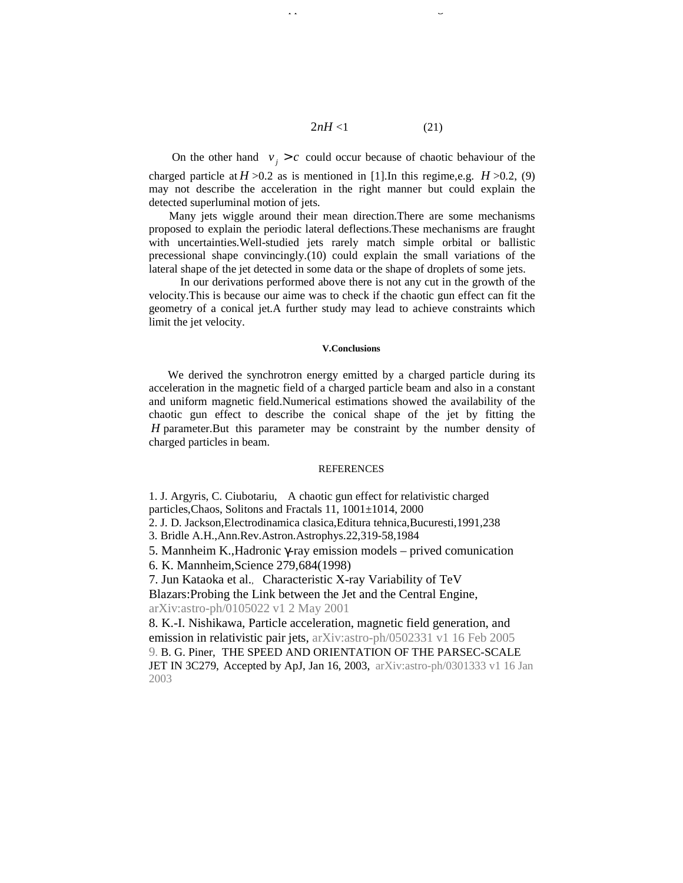$$2nH < 1 \qquad (21)$$

On the other hand $v_j > c$ could occur because of chaotic behaviour of the charged particle at $H$ >0.2 as is mentioned in [1].In this regime,e.g. $H$ >0.2, (9) may not describe the acceleration in the right manner but could explain the detected superluminal motion of jets.

Many jets wiggle around their mean direction.There are some mechanisms proposed to explain the periodic lateral deflections.These mechanisms are fraught with uncertainties.Well-studied jets rarely match simple orbital or ballistic precessional shape convincingly.(10) could explain the small variations of the lateral shape of the jet detected in some data or the shape of droplets of some jets.

In our derivations performed above there is not any cut in the growth of the velocity.This is because our aime was to check if the chaotic gun effect can fit the geometry of a conical jet.A further study may lead to achieve constraints which limit the jet velocity.

#### V.Conclusions

We derived the synchrotron energy emitted by a charged particle during its acceleration in the magnetic field of a charged particle beam and also in a constant and uniform magnetic field.Numerical estimations showed the availability of the chaotic gun effect to describe the conical shape of the jet by fitting the $H$ parameter.But this parameter may be constraint by the number density of charged particles in beam.

#### REFERENCES

1. J. Argyris, C. Ciubotariu, A chaotic gun effect for relativistic charged particles,Chaos, Solitons and Fractals 11, 1001±1014, 2000
2. J. D. Jackson,Electrodinamica clasica,Editura tehnica,Bucuresti,1991,238
3. Bridle A.H.,Ann.Rev.Astron.Astrophys.22,319-58,1984
5. Mannheim K.,Hadronic γ-ray emission models – prived comunication
6. K. Mannheim,Science 279,684(1998)
7. Jun Kataoka et al., Characteristic X-ray Variability of TeV Blazars:Probing the Link between the Jet and the Central Engine, arXiv:astro-ph/0105022 v1 2 May 2001
8. K.-I. Nishikawa, Particle acceleration, magnetic field generation, and emission in relativistic pair jets, arXiv:astro-ph/0502331 v1 16 Feb 2005
9. B. G. Piner, THE SPEED AND ORIENTATION OF THE PARSEC-SCALE JET IN 3C279, Accepted by ApJ, Jan 16, 2003, arXiv:astro-ph/0301333 v1 16 Jan 2003